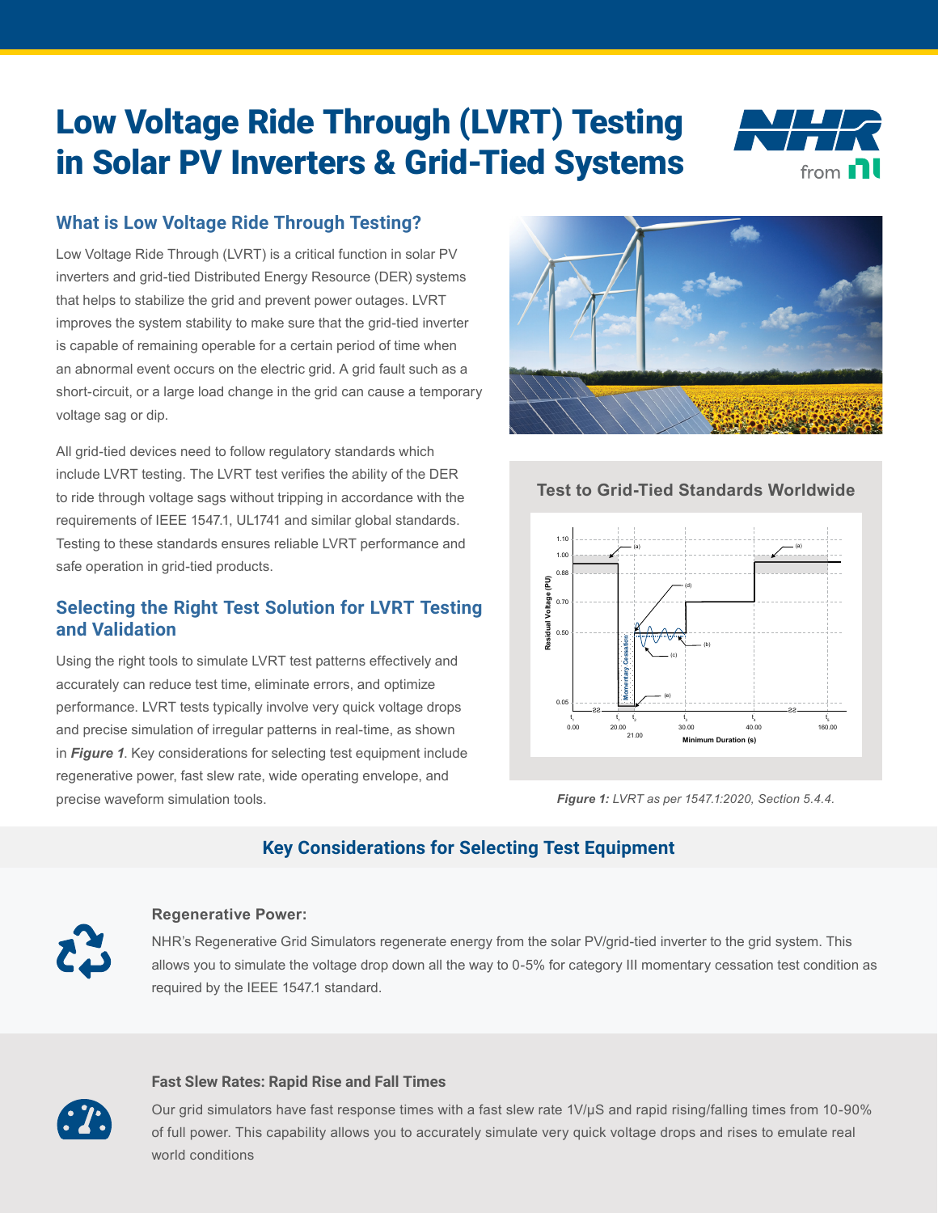# Low Voltage Ride Through (LVRT) Testing in Solar PV Inverters & Grid-Tied Systems

## What is Low Voltage Ride Through Testing?

Low Voltage Ride Through (LVRT) is a critical function in solar PV inverters and grid-tied Distributed Energy Resource (DER) systems that helps to stabilize the grid and prevent power outages. LVRT improves the system stability to make sure that the grid-tied inverter is capable of remaining operable for a certain period of time when an abnormal event occurs on the electric grid. A grid fault such as a short-circuit, or a large load change in the grid can cause a temporary voltage sag or dip.

All grid-tied devices need to follow regulatory standards which include LVRT testing. The LVRT test verifies the ability of the DER to ride through voltage sags without tripping in accordance with the requirements of IEEE 1547.1, UL1741 and similar global standards. Testing to these standards ensures reliable LVRT performance and safe operation in grid-tied products.

## Selecting the Right Test Solution for LVRT Testing and Validation

Using the right tools to simulate LVRT test patterns effectively and accurately can reduce test time, eliminate errors, and optimize performance. LVRT tests typically involve very quick voltage drops and precise simulation of irregular patterns in real-time, as shown in ***Figure 1***. Key considerations for selecting test equipment include regenerative power, fast slew rate, wide operating envelope, and precise waveform simulation tools.

### Test to Grid-Tied Standards Worldwide

***Figure 1:*** *LVRT as per 1547.1:2020, Section 5.4.4.*

## Key Considerations for Selecting Test Equipment

### Regenerative Power:

NHR's Regenerative Grid Simulators regenerate energy from the solar PV/grid-tied inverter to the grid system. This allows you to simulate the voltage drop down all the way to 0-5% for category III momentary cessation test condition as required by the IEEE 1547.1 standard.

### Fast Slew Rates: Rapid Rise and Fall Times

Our grid simulators have fast response times with a fast slew rate 1V/μS and rapid rising/falling times from 10-90% of full power. This capability allows you to accurately simulate very quick voltage drops and rises to emulate real world conditions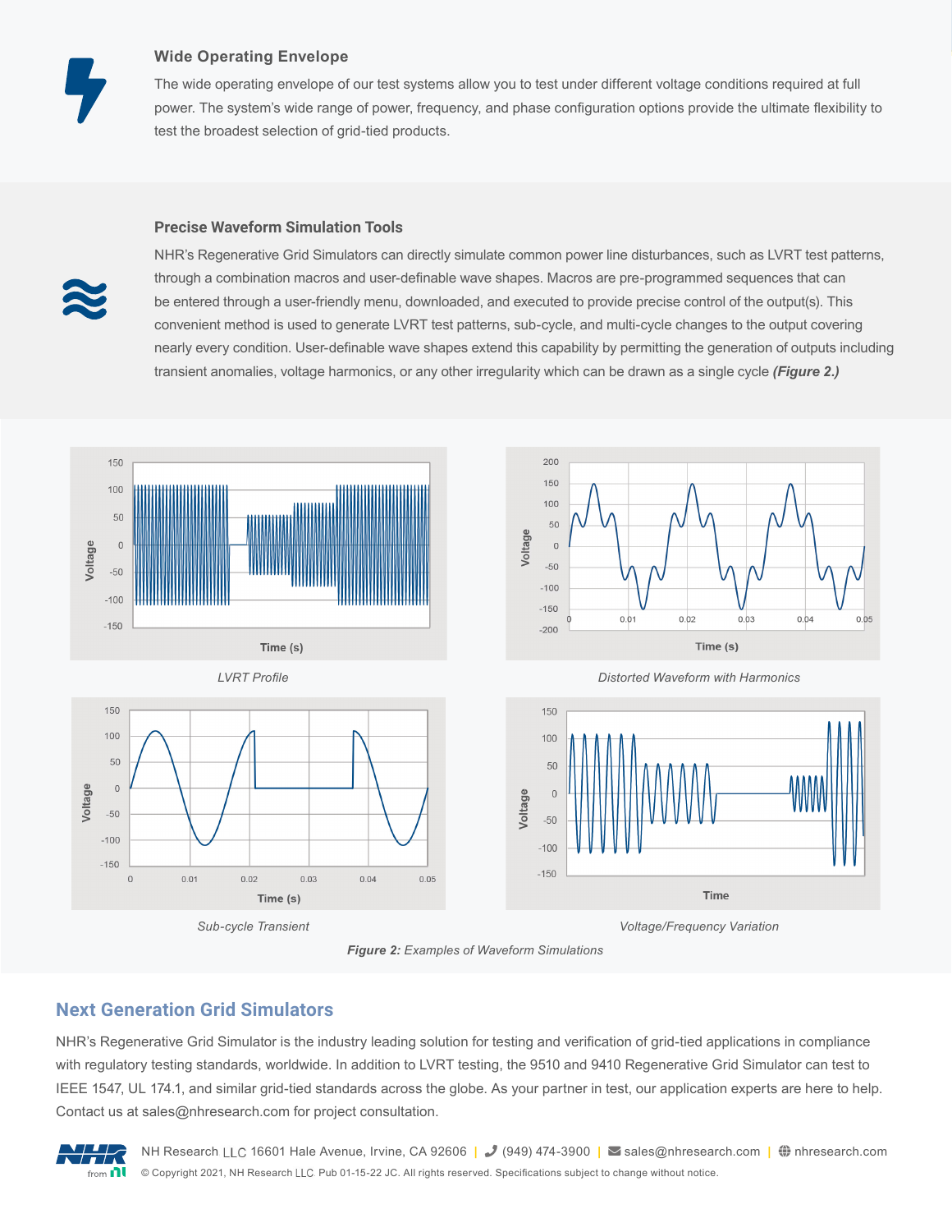### Wide Operating Envelope

The wide operating envelope of our test systems allow you to test under different voltage conditions required at full power. The system's wide range of power, frequency, and phase configuration options provide the ultimate flexibility to test the broadest selection of grid-tied products.

### Precise Waveform Simulation Tools

NHR's Regenerative Grid Simulators can directly simulate common power line disturbances, such as LVRT test patterns, through a combination macros and user-definable wave shapes. Macros are pre-programmed sequences that can be entered through a user-friendly menu, downloaded, and executed to provide precise control of the output(s). This convenient method is used to generate LVRT test patterns, sub-cycle, and multi-cycle changes to the output covering nearly every condition. User-definable wave shapes extend this capability by permitting the generation of outputs including transient anomalies, voltage harmonics, or any other irregularity which can be drawn as a single cycle ***(Figure 2.)***

150
100
50
0
-50
-100
-150
Voltage
Time (s)

*LVRT Profile*

200
150
100
50
0
-50
-100
-150
-200
Voltage
0
0.01
0.02
0.03
0.04
0.05
Time (s)

*Distorted Waveform with Harmonics*

150
100
50
0
-50
-100
-150
Voltage
0
0.01
0.02
0.03
0.04
0.05
Time (s)

*Sub-cycle Transient*

150
100
50
0
-50
-100
-150
Voltage
Time

*Voltage/Frequency Variation*

***Figure 2:*** *Examples of Waveform Simulations*

## Next Generation Grid Simulators

NHR's Regenerative Grid Simulator is the industry leading solution for testing and verification of grid-tied applications in compliance with regulatory testing standards, worldwide. In addition to LVRT testing, the 9510 and 9410 Regenerative Grid Simulator can test to IEEE 1547, UL 174.1, and similar grid-tied standards across the globe. As your partner in test, our application experts are here to help. Contact us at sales@nhresearch.com for project consultation.

NH Research LLC 16601 Hale Avenue, Irvine, CA 92606 | (949) 474-3900 | sales@nhresearch.com | nhresearch.com

© Copyright 2021, NH Research LLC Pub 01-15-22 JC. All rights reserved. Specifications subject to change without notice.